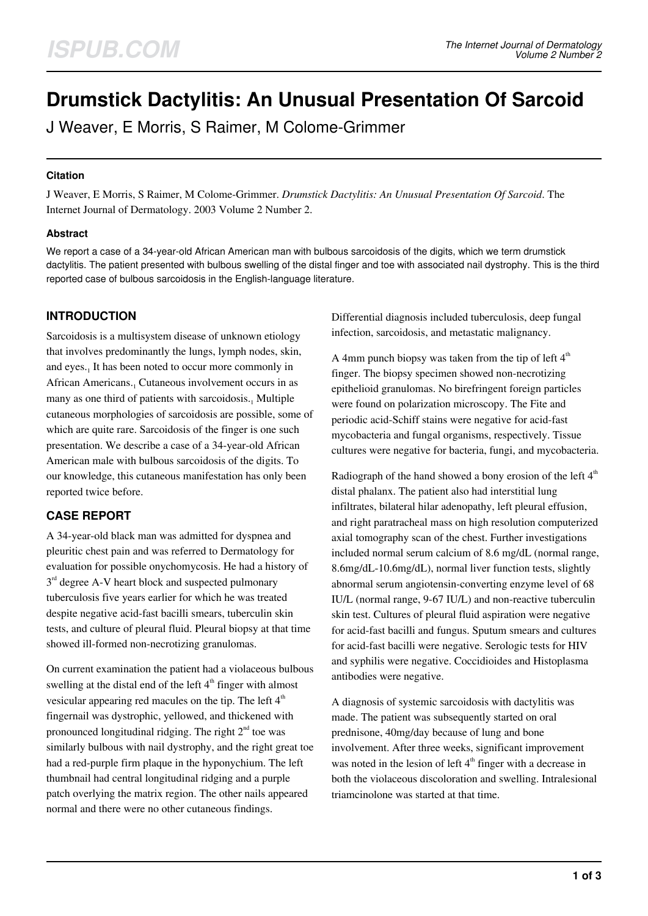# Drumstick Dactylitis: An Unusual Presentation Of Sarcoid

J Weaver, E Morris, S Raimer, M Colome-Grimmer

#### Citation

J Weaver, E Morris, S Raimer, M Colome-Grimmer. *Drumstick Dactylitis: An Unusual Presentation Of Sarcoid*. The Internet Journal of Dermatology. 2003 Volume 2 Number 2.

#### Abstract

We report a case of a 34-year-old African American man with bulbous sarcoidosis of the digits, which we term drumstick dactylitis. The patient presented with bulbous swelling of the distal finger and toe with associated nail dystrophy. This is the third reported case of bulbous sarcoidosis in the English-language literature.

## INTRODUCTION

Sarcoidosis is a multisystem disease of unknown etiology that involves predominantly the lungs, lymph nodes, skin, and eyes.[1] It has been noted to occur more commonly in African Americans.[1] Cutaneous involvement occurs in as many as one third of patients with sarcoidosis.[1] Multiple cutaneous morphologies of sarcoidosis are possible, some of which are quite rare. Sarcoidosis of the finger is one such presentation. We describe a case of a 34-year-old African American male with bulbous sarcoidosis of the digits. To our knowledge, this cutaneous manifestation has only been reported twice before.

## CASE REPORT

A 34-year-old black man was admitted for dyspnea and pleuritic chest pain and was referred to Dermatology for evaluation for possible onychomycosis. He had a history of 3rd degree A-V heart block and suspected pulmonary tuberculosis five years earlier for which he was treated despite negative acid-fast bacilli smears, tuberculin skin tests, and culture of pleural fluid. Pleural biopsy at that time showed ill-formed non-necrotizing granulomas.

On current examination the patient had a violaceous bulbous swelling at the distal end of the left 4th finger with almost vesicular appearing red macules on the tip. The left 4th fingernail was dystrophic, yellowed, and thickened with pronounced longitudinal ridging. The right 2nd toe was similarly bulbous with nail dystrophy, and the right great toe had a red-purple firm plaque in the hyponychium. The left thumbnail had central longitudinal ridging and a purple patch overlying the matrix region. The other nails appeared normal and there were no other cutaneous findings.

Differential diagnosis included tuberculosis, deep fungal infection, sarcoidosis, and metastatic malignancy.

A 4mm punch biopsy was taken from the tip of left 4th finger. The biopsy specimen showed non-necrotizing epithelioid granulomas. No birefringent foreign particles were found on polarization microscopy. The Fite and periodic acid-Schiff stains were negative for acid-fast mycobacteria and fungal organisms, respectively. Tissue cultures were negative for bacteria, fungi, and mycobacteria.

Radiograph of the hand showed a bony erosion of the left 4th distal phalanx. The patient also had interstitial lung infiltrates, bilateral hilar adenopathy, left pleural effusion, and right paratracheal mass on high resolution computerized axial tomography scan of the chest. Further investigations included normal serum calcium of 8.6 mg/dL (normal range, 8.6mg/dL-10.6mg/dL), normal liver function tests, slightly abnormal serum angiotensin-converting enzyme level of 68 IU/L (normal range, 9-67 IU/L) and non-reactive tuberculin skin test. Cultures of pleural fluid aspiration were negative for acid-fast bacilli and fungus. Sputum smears and cultures for acid-fast bacilli were negative. Serologic tests for HIV and syphilis were negative. Coccidioides and Histoplasma antibodies were negative.

A diagnosis of systemic sarcoidosis with dactylitis was made. The patient was subsequently started on oral prednisone, 40mg/day because of lung and bone involvement. After three weeks, significant improvement was noted in the lesion of left 4th finger with a decrease in both the violaceous discoloration and swelling. Intralesional triamcinolone was started at that time.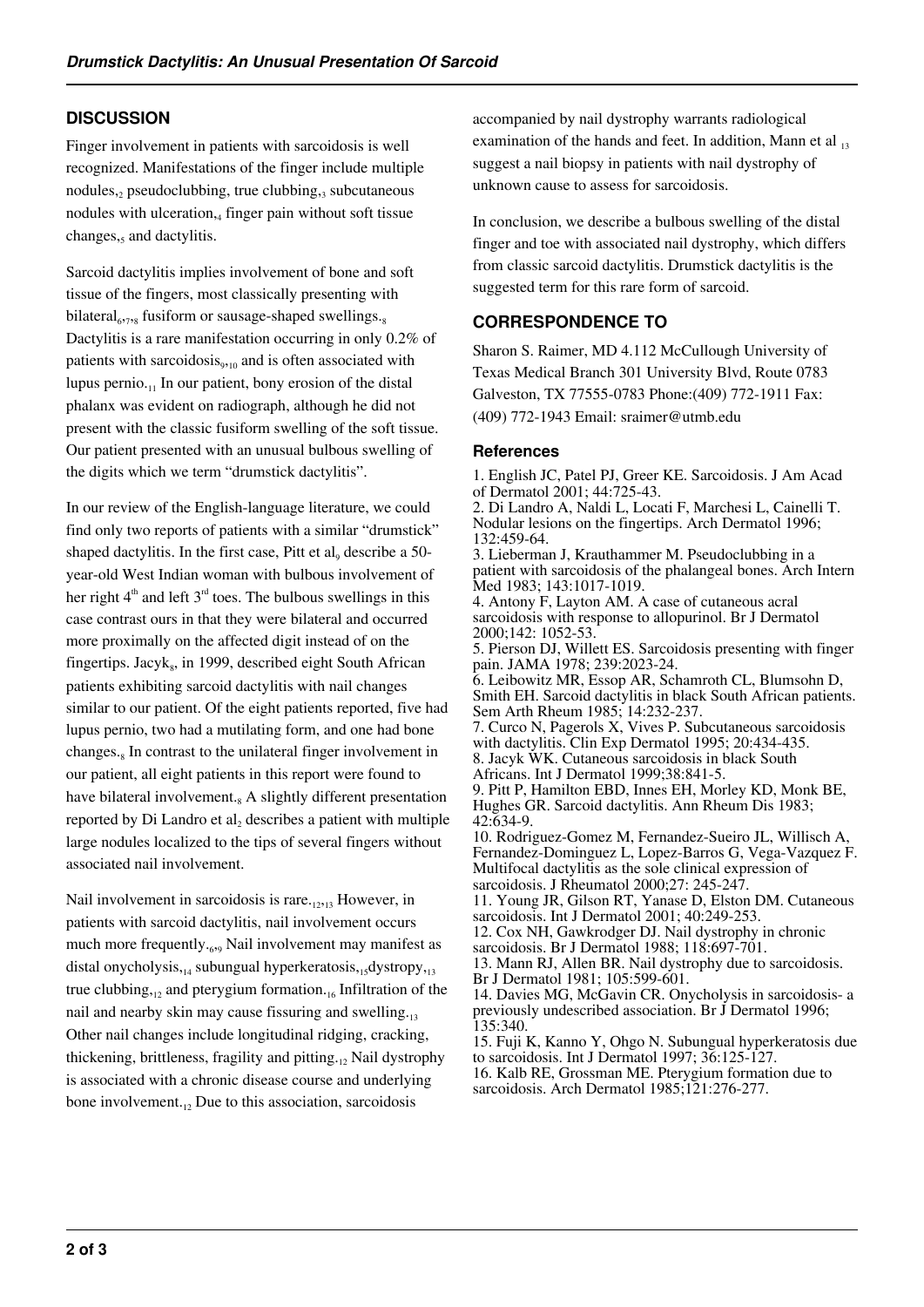## DISCUSSION

Finger involvement in patients with sarcoidosis is well recognized. Manifestations of the finger include multiple nodules,[2] pseudoclubbing, true clubbing,[3] subcutaneous nodules with ulceration,[4] finger pain without soft tissue changes,[5] and dactylitis.

Sarcoid dactylitis implies involvement of bone and soft tissue of the fingers, most classically presenting with bilateral[6,7,8] fusiform or sausage-shaped swellings.[8] Dactylitis is a rare manifestation occurring in only 0.2% of patients with sarcoidosis[9,10] and is often associated with lupus pernio.[11] In our patient, bony erosion of the distal phalanx was evident on radiograph, although he did not present with the classic fusiform swelling of the soft tissue. Our patient presented with an unusual bulbous swelling of the digits which we term "drumstick dactylitis".

In our review of the English-language literature, we could find only two reports of patients with a similar "drumstick" shaped dactylitis. In the first case, Pitt et al[9] describe a 50-year-old West Indian woman with bulbous involvement of her right 4th and left 3rd toes. The bulbous swellings in this case contrast ours in that they were bilateral and occurred more proximally on the affected digit instead of on the fingertips. Jacyk[8], in 1999, described eight South African patients exhibiting sarcoid dactylitis with nail changes similar to our patient. Of the eight patients reported, five had lupus pernio, two had a mutilating form, and one had bone changes.[8] In contrast to the unilateral finger involvement in our patient, all eight patients in this report were found to have bilateral involvement.[8] A slightly different presentation reported by Di Landro et al[2] describes a patient with multiple large nodules localized to the tips of several fingers without associated nail involvement.

Nail involvement in sarcoidosis is rare.[12,13] However, in patients with sarcoid dactylitis, nail involvement occurs much more frequently.[6,9] Nail involvement may manifest as distal onycholysis,[14] subungual hyperkeratosis,[15] dystropy,[13] true clubbing,[12] and pterygium formation.[16] Infiltration of the nail and nearby skin may cause fissuring and swelling.[13] Other nail changes include longitudinal ridging, cracking, thickening, brittleness, fragility and pitting.[12] Nail dystrophy is associated with a chronic disease course and underlying bone involvement.[12] Due to this association, sarcoidosis accompanied by nail dystrophy warrants radiological examination of the hands and feet. In addition, Mann et al [13] suggest a nail biopsy in patients with nail dystrophy of unknown cause to assess for sarcoidosis.

In conclusion, we describe a bulbous swelling of the distal finger and toe with associated nail dystrophy, which differs from classic sarcoid dactylitis. Drumstick dactylitis is the suggested term for this rare form of sarcoid.

## CORRESPONDENCE TO

Sharon S. Raimer, MD 4.112 McCullough University of Texas Medical Branch 301 University Blvd, Route 0783 Galveston, TX 77555-0783 Phone:(409) 772-1911 Fax: (409) 772-1943 Email: sraimer@utmb.edu

### References

1. English JC, Patel PJ, Greer KE. Sarcoidosis. J Am Acad of Dermatol 2001; 44:725-43.
2. Di Landro A, Naldi L, Locati F, Marchesi L, Cainelli T. Nodular lesions on the fingertips. Arch Dermatol 1996; 132:459-64.
3. Lieberman J, Krauthammer M. Pseudoclubbing in a patient with sarcoidosis of the phalangeal bones. Arch Intern Med 1983; 143:1017-1019.
4. Antony F, Layton AM. A case of cutaneous acral sarcoidosis with response to allopurinol. Br J Dermatol 2000;142: 1052-53.
5. Pierson DJ, Willett ES. Sarcoidosis presenting with finger pain. JAMA 1978; 239:2023-24.
6. Leibowitz MR, Essop AR, Schamroth CL, Blumsohn D, Smith EH. Sarcoid dactylitis in black South African patients. Sem Arth Rheum 1985; 14:232-237.
7. Curco N, Pagerols X, Vives P. Subcutaneous sarcoidosis with dactylitis. Clin Exp Dermatol 1995; 20:434-435.
8. Jacyk WK. Cutaneous sarcoidosis in black South Africans. Int J Dermatol 1999;38:841-5.
9. Pitt P, Hamilton EBD, Innes EH, Morley KD, Monk BE, Hughes GR. Sarcoid dactylitis. Ann Rheum Dis 1983; 42:634-9.
10. Rodriguez-Gomez M, Fernandez-Sueiro JL, Willisch A, Fernandez-Dominguez L, Lopez-Barros G, Vega-Vazquez F. Multifocal dactylitis as the sole clinical expression of sarcoidosis. J Rheumatol 2000;27: 245-247.
11. Young JR, Gilson RT, Yanase D, Elston DM. Cutaneous sarcoidosis. Int J Dermatol 2001; 40:249-253.
12. Cox NH, Gawkrodger DJ. Nail dystrophy in chronic sarcoidosis. Br J Dermatol 1988; 118:697-701.
13. Mann RJ, Allen BR. Nail dystrophy due to sarcoidosis. Br J Dermatol 1981; 105:599-601.
14. Davies MG, McGavin CR. Onycholysis in sarcoidosis- a previously undescribed association. Br J Dermatol 1996; 135:340.
15. Fuji K, Kanno Y, Ohgo N. Subungual hyperkeratosis due to sarcoidosis. Int J Dermatol 1997; 36:125-127.
16. Kalb RE, Grossman ME. Pterygium formation due to sarcoidosis. Arch Dermatol 1985;121:276-277.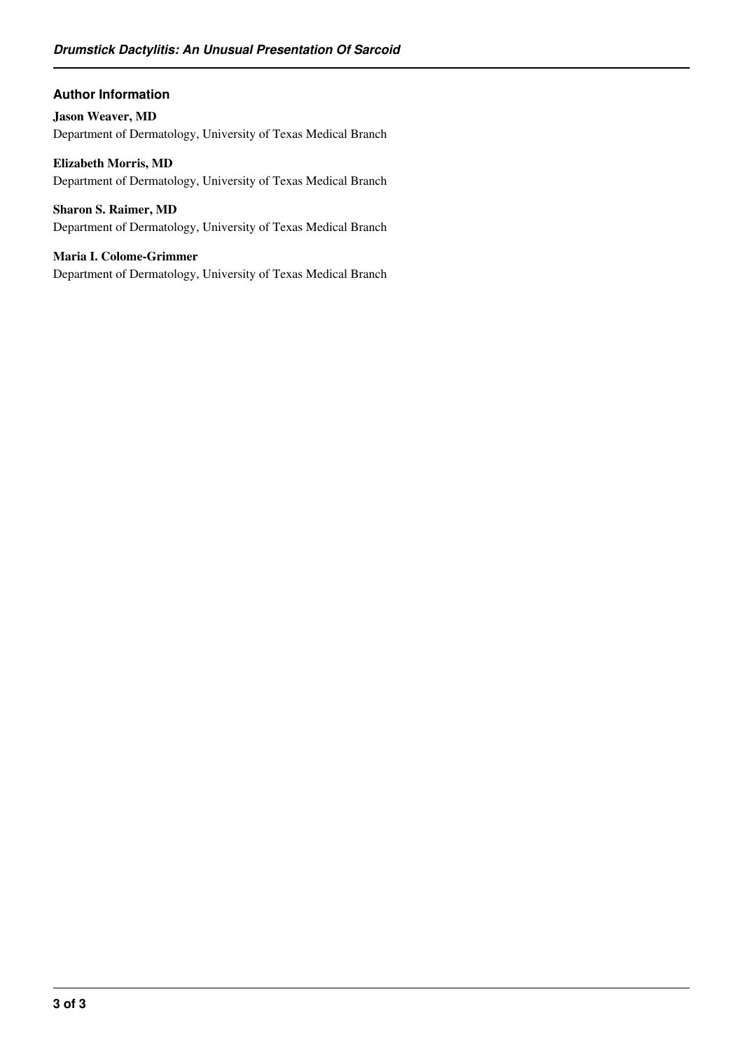## Author Information

**Jason Weaver, MD**
Department of Dermatology, University of Texas Medical Branch

**Elizabeth Morris, MD**
Department of Dermatology, University of Texas Medical Branch

**Sharon S. Raimer, MD**
Department of Dermatology, University of Texas Medical Branch

**Maria I. Colome-Grimmer**
Department of Dermatology, University of Texas Medical Branch